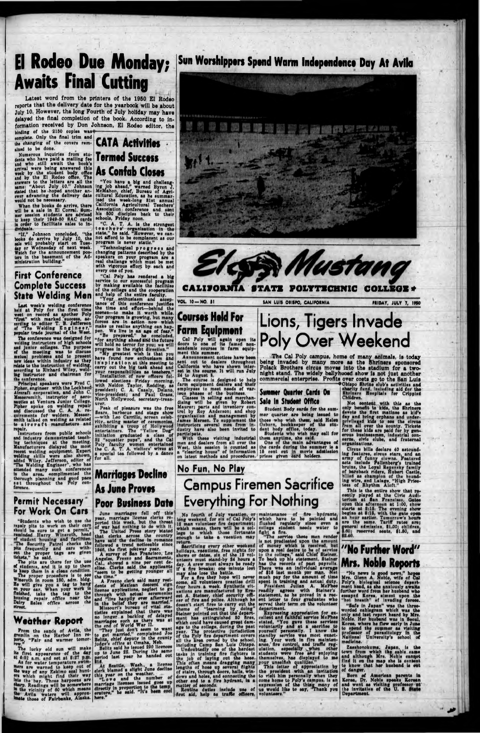# El Rodeo Due Monday; Awaits Final Cutting

Latest word from the printers of the 1950 El Rodeo reports that the delivery date for the yearbook will be about July 10. However, the long Fourth of July holiday may have delayed the final completion of the book. According to information received by Don Johnson, El Rodeo editor, the binding of the 2150 copies was complete. Only the final trim and the changing of the covers remained to be done.

Numerous inquiries from students who have paid a mailing fee and who still await the book's arrival were being answered this week by the student body office and by the El Rodeo office. The answers to the letters are all the same: "About July 10." Johnson stated that he hoped another answer advancing the delivery date would not be necessary.

When the books do arrive, there will be a sale in El Corral. Summer session students are advised to keep their 1949-50 SAC cards in order to facilitate sales to individuals.

"If," Johnson concluded, "the books do arrive by July 10, the sale will probably start on Tuesday or Wednesday of next week. Watch for the announcement posters in the basement of the Administration building."

## First Conference Complete Success State Welding Men

Last week's welding conference held at Poly for the first time went on record as another Poly "first" with marked success, according to editor T. B. Jefferson of "The Welding Engineer," popular trade journal of the West.

The conference was designed for welding instructors of high schools and junior colleges. The purpose of the meeting was to discuss mutual problems and to present new ideas within industry as they relate to the instruction of welding, according to Richard Wiley, welding instructor and chairman for the conference.

Principal speakers were Fred C. Pipher, engineer with the Lockheed Aircraft corporation, and John C. Messersmith, instructor of aeronautics at Ventura Junior College. Pipher spoke on welding repair and discussed the C. A. A. requirements for welders. Messersmith talked on welding as related to aircraft manufacture and repair.

Instructors from public schools and industry demonstrated teaching techniques at the meeting. Manufacturers displayed the most recent welding equipment. Expert welding skills were also shown, added Wiley. Jefferson, editor of "The Welding Engineer," who has attended many such conferences in the area, complimented the thorough planning and good pace set throughout the Poly conference.

## Permit Necessary For Work On Cars

"Students who wish to use the repair pits to work on their cars should be sure to get a permit," reminded Harry Wineroth, head of student housing and facilities. "The Security Patrol checks the pits frequently and cars without the proper tags are given tickets," he said.

The pits are there for the use of students, and it is up to them to keep them in a clean condition.

The proper procedure is to see Wineroth in room 150, adm. bldg. He will give you a tag to hang on your car. When your work is finished, take the tag to the housing repair office near the Dairy Sales office across the street.

## Weather Report

From the sands of Avila, the gremlin on the Harbor lot reports, "Fair and warmer tomorrow."

The lucky old sun will make its first appearance of the day at 6:02 a.m. and set at 8:27 p.m.

As for water temperature swimmers are warned to keep out of the way of any Eskimo seal hunters which might find their way into the bay. Those harpoons are sharp. Readings will be somewhere in the vicinity of 60 which means the Avila waters will approximate those of Fairbanks, Alaska.

## CATA Activities Termed Success As Confab Closes

"You have a big and challenging job ahead," warned Byron J. McMahon, chief, Bureau of Agricultural Education, as he summarized the week-long 31st annual California Agricultural Teachers' Association conference and sent his 500 disciples back to their schools, Friday noon.

"C. A. T. A. is the strongest teachers' organization in the state," he said. "However, we cannot afford to be complacent as our program is never static."

"Technological progress and changing patterns described by the speakers on your program are a real challenge which must be met with vigorous effort by each and every one of you.

"Cal Poly has rendered a big service to our successful program by making available the facilities of the college and the cooperation and help of the entire faculty.

"Your enthusiasm and acceptance of this conference justifies the time and effort—behind the scenes—to make it worth while. Our program is growing, but many forces are in action now which make us realize anything can happen. We live in an age of fear." "Be prepared," he concluded, "for anything ahead and the future will hold no terror for you; we will progress in the right direction."

"My greatest wish is that you have found new enthusiasm and inspiration at this meeting to carry out the big task ahead and your responsibilities as teachers."

Installation of new officers followed elections Friday morning, with Neldon Taylor, Redding, as president; C. A. Casaly, Delano, vice-president; and Paul Grass, North Hollywood, secretary-treasurer.

Peak of pleasure was the free Sears, barbecue and stage show—with Leo Carrillo, screen celebrity, acting master of ceremonies, exhibiting a troup of Hollywood entertainers. The "Yellow Dog" initiation graduated a class of 32 "squatter pups", and the Cal Poly faculty women entertained the C. A. T. A. visitors' wives at a special tea followed by a dance for all.

## Marriages Decline As June Proves Poor Business Date

June marriages fell off this year, marriage license clerks reported this week, but the threat of war had nothing to do with it.

The United Press story stated that clerks across the country have said the decline in romance followed a trend noticeable since 1946, the first postwar year.

A survey of San Francisco, Los Angeles, Fresno and Sacramento, Cal., showed a nine per cent decline. Clerks said the applicants "seem to be getting younger all the time."

A Fresno clerk said many residents of Mexican descent sign license applications, neglect to go through with actual ceremonies and "live happily ever afterward in the belief that they are married."

Missouri's bureau of vital statistics explained that there was no longer a backlog of delayed marriages such as there was at the end of World War II.

"They just don't seem to want to get married," complained Joe Belita, chief deputy in the county judge's office at Omaha, Neb.

Belita said he issued 290 licenses up to June 22. During the same period last year he handed out 316.

At Seattle, Wash., a license clerk blamed a slight June decline this year on the weather.

"Love and the number of marriage licenses issued goes up directly in proportion to the temperature," he said. "It's been cool here."

## Sun Worshippers Spend Warm Independence Day At Avila

# El Mustang

**CALIFORNIA STATE POLYTECHNIC COLLEGE**

VOL. 10—NO. 31 | SAN LUIS OBISPO, CALIFORNIA | FRIDAY, JULY 7, 1950

## Courses Held For Farm Equipment

Cal Poly will again open its doors to one of its famed non-academic courses in farm equipment this summer.

Announcement notices have been sent out to dealers throughout California who have shown interest in the course. It will run July 24 to August 9.

The course is designed to help farm equipment dealers and their employees to meet needs of various phases of the business.

Classes in selling and merchandising will be given by Robert Maurer; parts and inventory control by Roy Anderson; and shop organization and management by James Merson. To supplement the instructors several men from industry have also been invited to participate.

With these visiting industrial men and dealers from all over the West, this session is counted as a "clearing house" of information on latest methods and procedures.

# Lions, Tigers Invade Poly Over Weekend

The Cal Poly campus, home of many animals, is today being invaded by many more as the Shriners sponsored Polack Brothers circus moves into the stadium for a two-night stand. The widely ballyhooed show is not just another commercial enterprise. Profits over costs go to the San Luis Obispo Shrine club's activities and charity fund, including aid for the Shriners Hospitals for Crippled Children.

Not content with this as the only benefit to kids, the Shriners devote the first matinee as kid's day and bring orphans and underprivileged kids to see the circus from all over the county. Tickets for these kids are paid for by generous businessmen, industrial concerns, civic clubs, and fraternal organizations.

Circus bills declare 40 astounding features, circus stars, and an army of funny clowns. Featured acts include Pallenberg's trained bruins, the Loyal Repensky family of bareback riders, Hubert Castle, billed as champion of the bounding wire, and Lalage, "High Priestess of Rhythm Aloft."

This is the entire show that recently played at the Civic Auditorium at San Francisco. Gates open this afternoon at 1:00, show starts at 3:15. The evening show begins at 8:15, with the gate open an hour earlier. Tomorrow's hours are the same. Tariff rates are; general admission, $1.00; children, $.60; reserved seats, $1.50, and $2.40.

## Summer Quarter Cards On Sale In Student Office

Student Body cards for the summer quarter are being issued to those who wish them, said Helen Osborn, bookkeeper of the student body office, today.

Students who wish may call for them anytime, she said.

One of the main advantages of the cards during the summer is a 15 cent cut in movie admission prices given card holders.

## No Fun, No Play

# Campus Firemen Sacrifice Everything For Nothing

No fourth of July vacation, or long weekend, for six of Cal Poly's 12 man volunteer fire department; which means, there will be a college to which those fortunate enough to take a vacation may return.

Sacrificing every other weekend holidays, vacations, free nights for shows or dates, six of the 12 volunteers must stand-by 24 hours a day. A crew must always be ready if a fire breaks; one minute lost may also lose the battle.

For a fire they hope will never come, all volunteers practice drill four hours a week. Synthetic situations are manufactured by Ernest A. Steiner, chief security officer of fire and police. Although he doesn't start fires to carry out the theme of "learning by doing", Steiner pointed out that the department has extinguished 50 fires, which could have caused great damage to the college, during the past year. The protective jurisdiction of the Poly fire department covers all the area owned by the school, including Camp San Luis Obispo.

Undoubtedly one of the hardest tasks in training fire fighters is the job of laying out the hose. This often means dragging many lengths of hose up several flights of stairs, through doors, halls, windows and holes, and connecting the other end to a fire hydrant, in a matter of seconds.

Routine duties include use of first aid, help as traffic officers, maintenance of fire hydrants, which have to be painted and flushed regularly since even a college student needs water to fight a fire.

"The service these men render is not predicated upon the amount of money which is received, but upon a real desire to be of service to the college," said Chief Steiner. To back up his statement, Steiner has the records of past payrolls. There was an individual average of $16 last month per man. Not much pay for the amount of time spent in training and actual duty.

President Julian A. McPhee readily agrees with Steiner's statement, as he proved in a recent letter to four graduates who served their term on the volunteer department.

Expressing appreciation for excellent and faithful service McPhee stated, "You gave these services voluntarily and at a sacrifice to yourself personally. I know the standby service was most exacting. Your work in fire maintenance, fire control, and traffic regulation, especially when other students were free and enjoying themselves, has displayed to me your unselfish qualities."

This letter of appreciation by the president with an invitation to visit him personally when they come home to Poly's campus, is an expression of the thing many of us would like to say, "Thank you volunteers."

## "No Further Word" Mrs. Noble Reports

"No news is good news," hopes Mrs. Glenn A. Noble, wife of Cal Poly's biological science department head, as she anxiously awaits further word from her husband who escaped Korea, almost upon the "hot breath" of invading forces.

"Safe in Japan" was the three-worded cablegram which was the only and last report heard by Mrs. Noble. Her husband was in Seoul, Korea, where he flew early in June to spend the summer as visiting professor of parasitology in the National University's school of medicine.

Zaeshonokuma, Japan, is the town from which the cable came and although Mrs. Noble cannot find it on the map she is content to know that her husband is out of danger.

Born of American parents in Korea, Dr. Noble speaks Korean and went as visiting professor at the invitation of the U. S. State Department.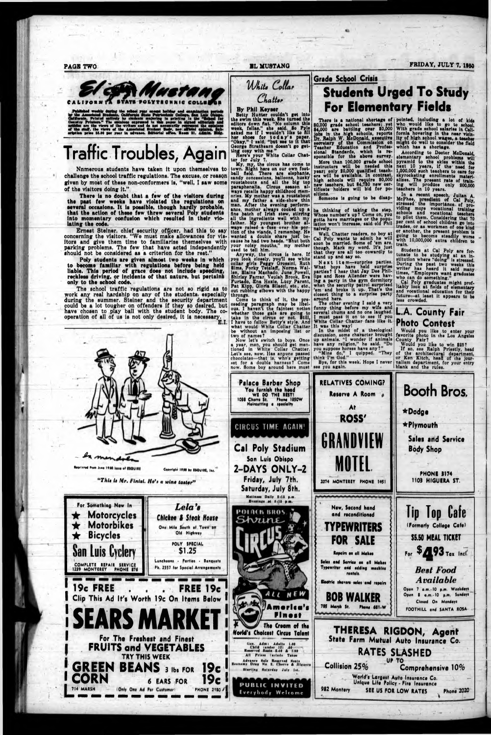# El Mustang

CALIFORNIA STATE POLYTECHNIC COLLEGE

Published weekly during the school year except holiday and examination periods by the Associated Students, California State Polytechnic College, San Luis Obispo, California. Printed entirely by students majoring in printing in the "School for Country Printers." The opinions expressed in this paper in signed editorials and articles are the views of the writers and do not necessarily represent the opinions of the staff, the views of the Associated Student Body, nor official opinion. Subscription price $2.00 per year in advance. Editorial office, Room 21, Admin. Bldg.

# Traffic Troubles, Again

Nonmerous students have taken it upon themselves to challenge the school traffic regulations. The excuse, or reason given by most of these non-conformers is, "well, I saw some of the visitors doing it."

**There is no doubt that a few of the visitors during the past few weeks have violated the regulations on several occasions. It is possible, though hardly probable, that the action of these few threw several Poly students into momentary confusion which resulted in their violating the code.**

Ernest Steiner, chief security officer, had this to say concerning the visitors. "We must make allowances for visitors and give them time to familiarize themselves with parking problems. The few that have acted independently should not be considered as a criterion for the rest."

**Poly students are given almost two weeks in which to become familiar with regulations before being held liable. This period of grace does not include speeding, reckless driving, or incidents of that nature, but pertains only to the school code.**

The school traffic regulations are not so rigid as to work any real hardship on any of the students, especially during the summer. Steiner and the security department could be a lot tougher on offenders if they so desired, but have chosen to play ball with the student body. The cooperation of all of us is not only desired, it is necessary.

E.I.

Reprinted from June 1950 issue of ESQUIRE — Copyright 1950 by ESQUIRE, Inc.

*"This is Mr. Finlet. He's a wine taster"*

## White Collar Chatter

**By Phil Keyser**

Betty Hunter couldn't get into the swim this week. She turned the editors down flat. "No column this week, fellas," she said. So Pyle asked me if I wouldn't like to fill her shoes for today's paper. "Okay," I said, "but see to it that George Strathearn doesn't go getting cosy with me."

Here's your White Collar Chatter for July 7.

My, my, the circus has come to town. Right here on our own football field. There are elephants, candy concessions, balloons, husky roustabouts and all the big top paraphenalia. Circus season always recalls happy childhood memories. My mother was a roustabout and my father a side-show thin man. After the evening performance, mother always cooked up a fine batch of Irish stew, stirring all the ingredients well with my father. My youngest brother always raised a fuss over his portion of the viands, I remember. He wanted a double share just because he had two heads. "Shut both your noisy mouths," my mother used to tell him.

Anyway, the circus is here. If you look closely, you'll see white collar girls Peggy Grossini, Ruth Sims, Porky Tetslaff, Norma Wallen, Elaine Machado, June Powell, Shirley Farrar, Veulah Brook, Eva Furtado, Ena Hoxie, Lucy Parent, Pat Kipp, Gloria Sliscol, etc., etc., out rubbing elbows with the happy throngs.

Come to think of it, the preceeding paragraph may be libelous. I haven't the faintest notion whether those gals are going to take in the circus or not. Still, I have to follow Betty's style. And what would White Collar Chatter be without an imposing list or two of names?

Now let's switch to boys. Once a year, men, you should get mentioned in White Collar Chatter. Let's see, now. Has anyone passed chocolates—that is, who's getting set for a double harness? Come now. Some boy around here must be thinking of taking the step. Whose number's up? Come on, you gotta have marriages or the population won't increase, said old Phil naively.

Well, Chatter readers, no boy at Cal Poly wants to admit he will soon be married. Some of 'em are, though. Mark my word. It's just that they are all too cowardly to stand up and say so.

Next item—surprise parties. What boys have held surprise parties? I hear that Jay Dee Phillips and Ross Allender were having a party in the gym dormitory when the security patrol surprised 'em and broke it up. That's the closest thing to a surprise party around here.

The other evening I said a very funny thing before my wife and several chums and no one laughed. I must pass it on to see if you White Collar Chatter fans like it. It was this way!

In the midst of a theological discussion, some character brought up animals. "I wonder if animals have any religion," he said. "Do you suppose horses have any?"

"Mine do," I quipped. "They think I'm God."

Bye, for this week. Hope I never see you again.

## Grade School Crisis

# Students Urged To Study For Elementary Fields

There is a national shortage of 80,000 grade school teachers; yet 84,000 are battling over 80,000 jobs in the high schools, reports Dr. Ralph W. McDonald, executive secretary of the Commission on Teacher Education and Professional Standards, which is responsible for the above survey.

More than 100,000 grade school instructors will be needed this year; only 20,000 qualified teachers will be available. In contrast, high schools will require 80,000 new teachers, but 84,780 new certificate holders will bid for positions.

Someone is going to be disappointed, including a lot of kids who would like to go to school. With grade school salaries in California hovering in the near vicinity of high school wages, a teacher might do well to consider the field which has a shortage.

According to Doctor McDonald, elementary school problems will pyramid to the skies within the next 10 years, if the need for 1,000,000 such teachers to care for skyrocketing enrollments materializes. The present rate of training will produce only 200,000 teachers in 10 years.

In a recent speech, Julian A. McPhee, president of Cal Poly, stressed the importance of providing more vocational training schools and vocational teachers to pilot them. Considering that 70 per cent of school children go into trades, or as workmen of one kind or another, the present problem is going to become steadily worse with 10,000,000 extra children to train.

Students at Cal Poly are fortunate to be studying at an institution where "doing" is stressed. During the past two weeks this writer has heard it said many times, "Employers want graduates who can do something."

Cal Poly graduates might profitably look at fields of elementary and vocational education for their future—at least it appears to be less crowded.

## L.A. County Fair Photo Contest

Would you like to enter your favorite photo in the Los Angeles County Fair?

Would you like to win $25?

If so, see Ralph Priestly, head of the architectural department, or Ken Kitch, head of the journalism department, for your entry blank and the rules.

---

**Palace Barber Shop**
You furnish the head
WE DO THE REST!
1058 Chorro St. Phone 1850W
Haircutting a specialty

---

**CIRCUS TIME AGAIN!**

**Cal Poly Stadium**
San Luis Obispo

**2-DAYS ONLY-2**
Friday, July 7th.
Saturday, July 8th.

Matinees Daily 2:15 p.m.
Evenings at 8:15 p.m.

POLACK BROS. Shrine CIRCUS

ALL NEW

America's Finest

The Cream of the World's Choicest Circus Talent

Gen. Adm. Adults 1.00
Child (under 12) .60
Reserved Seats 1.50 & 2.00
All Prices Include Taxes

Advance Sale Reserved Seats
Economy Drug No. 2, Chorro & Higuera
Starting Saturday July 1st.

PUBLIC INVITED
Everybody Welcome

---

**RELATIVES COMING?**
Reserve A Room
At
**ROSS'**
**GRANDVIEW MOTEL**
2074 MONTEREY PHONE 1451

---

**Booth Bros.**
★Dodge
★Plymouth
Sales and Service
Body Shop
PHONE 3174
1103 HIGUERA ST.

---

**New, Second hand and reconditioned**
**TYPEWRITERS FOR SALE**
Repairs on all Makes
Sales and Service on all Makes Typewriter and adding machine rentals.
Electric shavers sales and repairs
**BOB WALKER**
785 Marsh St. Phone 681-W

---

**Tip Top Cafe**
(Formerly College Cafe)
$5.50 MEAL TICKET
For **$4.93** Tax Incl.
*Best Food Available*
Open 7 a.m.-10 p.m. Weekdays
Open 8 a.m.-10 p.m. Sundays
Closed On Mondays
FOOTHILL and SANTA ROSA

---

For Something New In
★ Motorcycles
★ Motorbikes
★ Bicycles
**San Luis Cyclery**
COMPLETE REPAIR SERVICE
1239 MONTEREY PHONE 876

---

**Lela's**
*Chicken & Steak House*
One Mile South of Town on Old Highway
POLY SPECIAL
**$1.25**
Luncheons - Parties - Banquets
Ph. 2557 for Special Arrangements

---

**19c FREE . . . FREE 19c**
Clip This Ad It's Worth 19c On Items Below

**SEARS MARKET**
For The Freshest and Finest
**FRUITS and VEGETABLES**
TRY THIS WEEK
**GREEN BEANS** 3 lbs FOR **19c**
**CORN** 6 EARS FOR **19c**
714 MARSH (Only One Ad Per Customer) PHONE 2180

---

**THERESA RIGDON, Agent**
State Farm Mutual Auto Insurance Co.
**RATES SLASHED**
UP TO
Collision 25% Comprehensive 10%
World's Largest Auto Insurance Co.
Unique Life Policy - Fire Insurance
982 Monterey SEE US FOR LOW RATES Phone 2020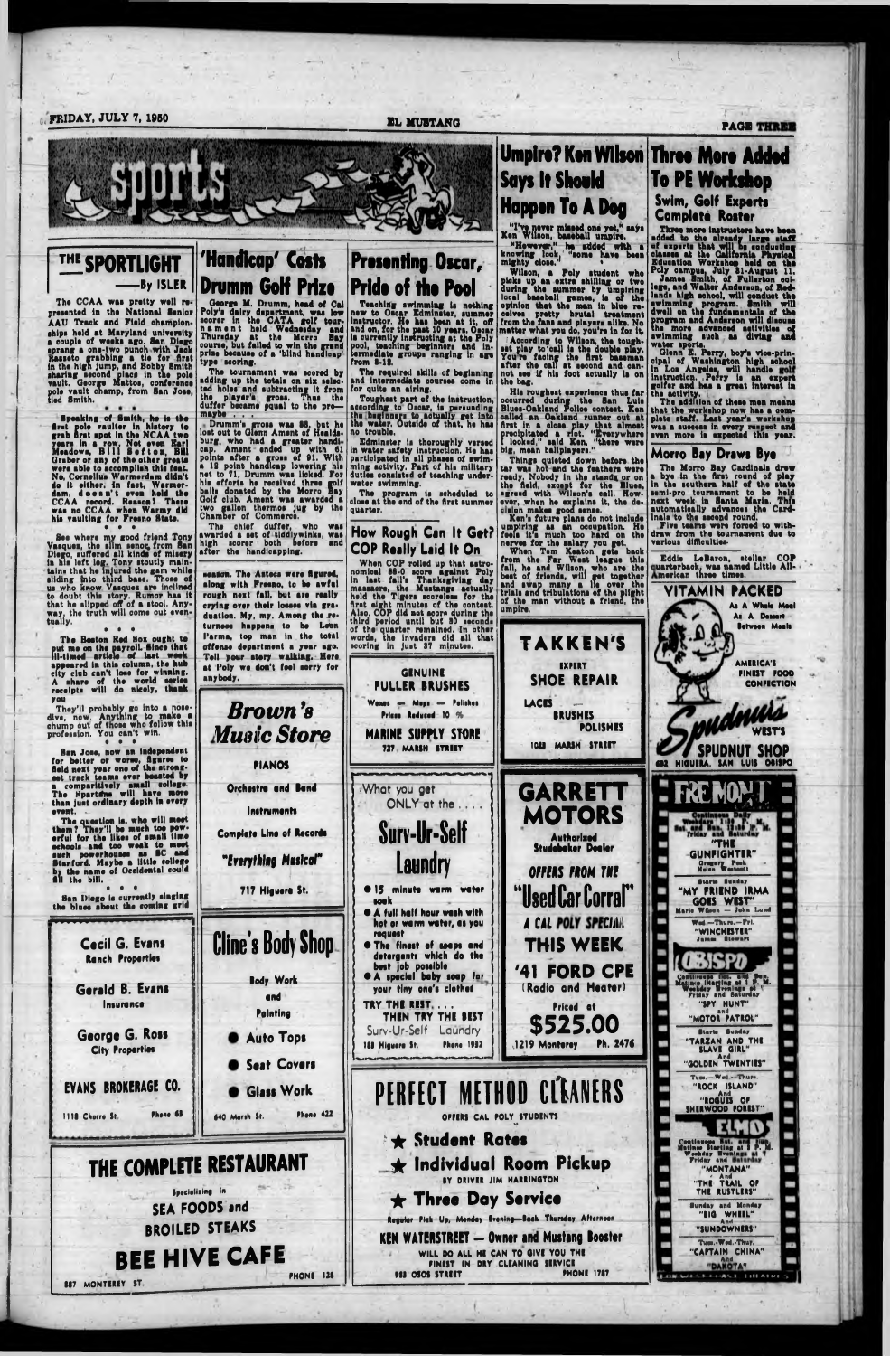# sports

## THE SPORTLIGHT

—By ISLER

The CCAA was pretty well represented in the National Senior AAU Track and Field championships held at Maryland university a couple of weeks ago. San Diego sprang a one-two punch with Jack Razzeto grabbing a tie for first in the high jump, and Bobby Smith sharing second place in the pole vault. George Mattos, conference pole vault champ, from San Jose, tied Smith.

• • •

Speaking of Smith, he is the first pole vaulter in history to grab first spot in the NCAA two years in a row. Not even Earl Meadows, Bill Sefton, Bill Graber or any of the other greats were able to accomplish this feat. No, Cornelius Warmerdam didn't do it either. In fact, Warmerdam, doesn't even hold the CCAA record. Reason? There was no CCAA when Warmy did his vaulting for Fresno State.

• • •

See where my good friend Tony Vasques, the slim senor, from San Diego, suffered all kinds of misery in his left leg. Tony stoutly maintains that he injured the gam while sliding into third base. Those of us who know Vasques are inclined to doubt this story. Rumor has it that he slipped off of a stool. Anyway, the truth will come out eventually.

• • •

The Boston Red Sox ought to put me on the payroll. Since that ill-timed article of last week appeared in this column, the hub city club can't lose for winning. A share of the world series receipts will do nicely, thank you

They'll probably go into a nosedive, now. Anything to make a chump out of those who follow this profession. You can't win.

• • •

San Jose, now an independent for better or worse, figures to field next year one of the strongest track teams ever boasted by a comparitively small college. The Spartans will have more than just ordinary depth in every event.

The question is, who will meet them? They'll be much too powerful for the likes of small time schools and too weak to meet such powerhouses as SC and Stanford. Maybe a little college by the name of Occidental could fill the bill.

• • •

San Diego is currently singing the blues about the coming grid season. The Aztecs were figured, along with Fresno, to be awful rough next fall, but are really crying over their losses via graduation. My, my. Among the returnees happens to be Leon Parma, top man in the total offense department a year ago. Tell your story walking. Here at Poly we don't feel sorry for anybody.

## 'Handicap' Costs Drumm Golf Prize

George M. Drumm, head of Cal Poly's dairy department, was low scorer in the CATA golf tournament held Wednesday and Thursday at the Morro Bay course, but failed to win the grand prize because of a 'blind handicap' type scoring.

The tournament was scored by adding up the totals on six selected holes and subtracting it from the player's gross. Thus the duffer became equal to the pro—maybe . . .

Drumm's gross was 88, but he lost out to Glenn Ament of Healdsburg, who had a greater handicap. Ament ended up with 61 points after a gross of 91. With a 12 point handicap lowering his net to 71, Drumm was licked. For his efforts he received three golf balls donated by the Morro Bay Golf club. Ament was awarded a two gallon thermos jug by the Chamber of Commerce.

The chief duffer, who was awarded a set of tiddlywinks, was high scorer both before and after the handicapping.

## Presenting Oscar, Pride of the Pool

Teaching swimming is nothing new to Oscar Edminster, summer instructor. He has been at it, off and on, for the past 10 years. Oscar is currently instructing at the Poly pool, teaching beginners and intermediate groups ranging in age from 8-12.

The required skills of beginning and intermediate courses come in for quite an airing.

Toughest part of the instruction, according to Oscar, is persuading the beginners to actually get into the water. Outside of that, he has no trouble.

Edminster is thoroughly versed in water safety instruction. He has participated in all phases of swimming activity. Part of his military duties consisted of teaching underwater swimming.

The program is scheduled to close at the end of the first summer quarter.

## How Rough Can It Get? COP Really Laid It On

When COP rolled up that astronomical 88-0 score against Poly in last fall's Thanksgiving day massacre, the Mustangs actually held the Tigers scoreless for the first eight minutes of the contest. Also, COP did not score during the third period until but 30 seconds of the quarter remained. In other words, the invaders did all that scoring in just 37 minutes.

## Umpire? Ken Wilson Says It Should Happen To A Dog

"I've never missed one yet," says Ken Wilson, baseball umpire.

"However," he added with a knowing look, "some have been mighty close."

Wilson, a Poly student who picks up an extra shilling or two during the summer by umpiring local baseball games, is of the opinion that the man in blue receives pretty brutal treatment from the fans and players alike. No matter what you do, you're in for it.

According to Wilson, the toughest play to call is the double play. You're facing the first baseman after the call at second and cannot see if his foot actually is on the bag.

His roughest experience thus far occurred during the San Luis Blues-Oakland Police contest. Ken called an Oakland runner out at first in a close play that almost precipitated a riot. "Everywhere I looked," said Ken, "there were big, mean ballplayers."

Things quieted down before the tar was hot and the feathers were ready. Nobody in the stands or on the field, except for the Blues, agreed with Wilson's call. However, when he explains it, the decision makes good sense.

Ken's future plans do not include umpiring as an occupation. He feels it's much too hard on the nerves for the salary you get.

When Tom Keaton gets back from the Far West league this fall, he and Wilson, who are the best of friends, will get together and swap many a lie over the trials and tribulations of the plight of the man without a friend, the umpire.

## Three More Added To PE Workshop

### Swim, Golf Experts Complete Roster

Three more instructors have been added to the already large staff of experts that will be conducting classes at the California Physical Education Workshop held on the Poly campus, July 31-August 11.

James Smith, of Fullerton college, and Walter Anderson, of Redlands high school, will conduct the swimming program. Smith will dwell on the fundamentals of the program and Anderson will discuss the more advanced activities of swimming such as diving and water sports.

Glenn E. Perry, boy's vice-principal of Washington high school in Los Angeles, will handle golf instruction. Perry is an expert golfer and has a great interest in the activity.

The addition of these men means that the workshop now has a complete staff. Last year's workshop was a success in every respect and even more is expected this year.

## Morro Bay Draws Bye

The Morro Bay Cardinals drew a bye in the first round of play in the southern half of the state semi-pro tournament to be held next week in Santa Maria. This automatically advances the Cardinals to the second round.

Five teams were forced to withdraw from the tournament due to various difficulties.

Eddie LeBaron, stellar COP quarterback, was named Little All-American three times.

---

Cecil G. Evans
Ranch Properties

Gerald B. Evans
Insurance

George G. Ross
City Properties

EVANS BROKERAGE CO.
1118 Chorro St. Phone 68

---

**Brown's Music Store**

PIANOS
Orchestra and Band Instruments
Complete Line of Records
"Everything Musical"
717 Higuera St.

---

**Cline's Body Shop**

Body Work and Painting
● Auto Tops
● Seat Covers
● Glass Work
640 Marsh St. Phone 422

---

**THE COMPLETE RESTAURANT**

Specializing In
SEA FOODS and BROILED STEAKS

**BEE HIVE CAFE**
887 MONTEREY ST. PHONE 128

---

GENUINE FULLER BRUSHES
Waxes — Mops — Polishes
Prices Reduced 10 %
MARINE SUPPLY STORE
727 MARSH STREET

---

What you get ONLY at the . . . .

**Surv-Ur-Self Laundry**

● 15 minute warm water soak
● A full half hour wash with hot or warm water, as you request
● The finest of soaps and detergents which do the best job possible
● A special baby soap for your tiny one's clothes

TRY THE REST. . . . THEN TRY THE BEST
Surv-Ur-Self Laundry
188 Higuera St. Phone 1932

---

**TAKKEN'S**
EXPERT SHOE REPAIR
LACES — BRUSHES — POLISHES
1023 MARSH STREET

---

**GARRETT MOTORS**
Authorized Studebaker Dealer
OFFERS FROM THE "Used Car Corral"
A CAL POLY SPECIAL THIS WEEK
'41 FORD CPE (Radio and Heater)
Priced at **$525.00**
1219 Monterey Ph. 2476

---

**PERFECT METHOD CLEANERS**
OFFERS CAL POLY STUDENTS

★ Student Rates
★ Individual Room Pickup BY DRIVER JIM HARRINGTON
★ Three Day Service

Regular Pick Up, Monday Evening—Back Thursday Afternoon

KEN WATERSTREET — Owner and Mustang Booster
WILL DO ALL HE CAN TO GIVE YOU THE FINEST IN DRY CLEANING SERVICE
983 OSOS STREET PHONE 1787

---

VITAMIN PACKED
As A Whole Meal
As A Dessert
Between Meals

AMERICA'S FINEST FOOD CONFECTION

**Spudnuts** WEST'S
SPUDNUT SHOP
692 HIGUERA, SAN LUIS OBISPO

---

**FREMONT**

Continuous Daily Monday 1:15 P. M. Sat. and Sun. 12:45 P. M. Friday and Saturday

"THE GUNFIGHTER"
Gregory Peck
Helen Westcott

Starts Sunday
"MY FRIEND IRMA GOES WEST"
Marie Wilson John Lund

Wed.—Thurs.—Fri.
"WINCHESTER"
James Stewart

**OBISPO**

Continuous Sat. and Sun. Matinee Starting at 1 P. M. Weekday Evenings at 7 Friday and Saturday

"SPY HUNT" And "MOTOR PATROL"

Starts Sunday
"TARZAN AND THE SLAVE GIRL" And "GOLDEN TWENTIES"

Tues.—Wed.—Thurs.
"ROCK ISLAND" And "ROGUES OF SHERWOOD FOREST"

**ELMO**

Continuous Sat. and Sun. Matinee Starting at 1 P. M. Weekday Evenings at 7 Friday and Saturday

"MONTANA" And "THE TRAIL OF THE RUSTLERS"

Sunday and Monday
"BIG WHEEL" And "SUNDOWNERS"

Tues.-Wed.-Thur.
"CAPTAIN CHINA" And "DAKOTA"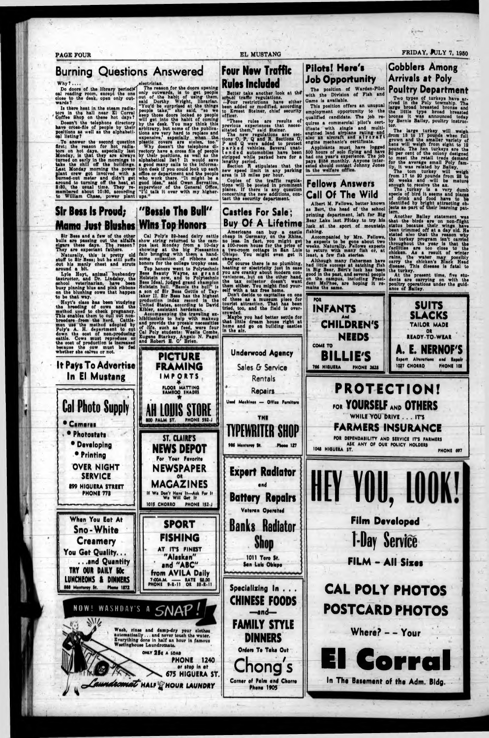## Burning Questions Answered

Why? . . . .

Do doors of the library periodical reading room, except the one close to the desk, open only outwards?

Is there heat in the steam radiators in the hall near El Corral Coffee Shop on these hot days?

Doesn't the telephone directory have cross-file of people by their positions as well as the alphabetical listing?

To answer the second question first; the reason for hot radiators on hot days, especially last Monday, is that they are always turned on early in the mornings to take the chill off the buildings. Last Monday morning the power plant crew got involved with a burned-out meter and didn't get around to turning off the heat at 8:30, the usual time. They remembered about 10:30, according to William Chase, power plant electrician.

The reason for the doors opening only outwards, is to get people out of the habit of using them, said Dorthy Wright, librarian. "You'd be surprised at the things people take," she said, "so we keep those doors locked so people will get into the habit of coming by the desk. You may think this arbitrary, but some of the publications are very hard to replace and expensive, especially when the plastic covers are stolen, too."

Why doesn't the telephone directory have a cross file of people by their positions, as well as the alphabetical list? It would save a good many calls to the information desk if you could look up each office or department and the people who work there. "It might be a good idea," said Owen Servatius, supervisor of the General Office, "I'll talk it over with my higher-ups."

## Sir Bess Is Proud; Mama Just Blushes

Sir Bess and a few of the other bulls are passing out the alfalfa cigars these days. The reason? They are expectant fathers.

Naturally, this is pretty old stuff to Sir Bess; but he still puffs out his manly chest and struts around a bit.

Lyle Hoyt, animal husbandry instructor, and Dr. Lindsley, the school veterinarian, have been busy pinning blue and pink ribbons on the blushing cows that happen to be that way.

Hoyt's class has been studying the breeding of cows and the method used to check pregnancy. This enables them to cull out non-breeders from the herd. Cattlemen use the method adopted by Poly's A. H. department to cut down the cost of non-producing cattle. Cows must reproduce or the cost of production is increased because the cow must be fed whether she calves or not.

## "Bessie The Bull" Wins Top Honors

Cal Poly's 29-head dairy cattle show string returned to the campus last Monday from a 10-day showing at the big Pleasanton fair bringing with them a handsome collection of ribbons and honors for the college trophy case.

Top honors went to Polytechnic Bess Beauty Wayne, a grand Holstein cow, and to Polytechnic Bess Ideal, judged grand champion Holstein bull. "Bessie the bull" is a son of Sir Bess Gettie of Taylaker II. Sir Bess has the highest production index record in the United States, according to David Kibler, assistant herdsman.

Accompanying the traveling exhibitionists to help with makeup and provide the prosaic necessities of life, such as feed, were four Cal Poly students: Weslie Combs, Eugene Harkey, Angelo N. Pagni and Robert E. O' Brien.

## Four New Traffic Rules Included

Better take another look at the school traffic regulations.

Four restrictions have either been added or modified, according to Ernest Steiner, chief security officer.

"These rules are results of previous experiences that necessitated them," said Steiner.

The new regulations are sections O, P, Q and R. Sections O, P and Q were added to protect parked vehicles. Several unattended automobiles have been stripped while parked here for a lengthy period.

Section R stipulates that the new speed limit in any parking area is 15 miles per hour.

Copies of the traffic regulations will be posted in prominent places. If there is any question concerning the new additions, contact the security department.

## Castles For Sale; Buy Of A Lifetime

Americans can buy a castle cheap in Germany, on the Rhine, no less. In fact, you might get a 100-room house for the price of a two-room cottage in San Luis Obispo. You might even get it cheaper.

Of course there is no plumbing, heating or electricity just in case you are cranky about modern conveniences, but on the other hand, the tax collector doesn't want them either. You might find yourself with a tax free home.

Don't decide to capitalize on one of these as a museum piece for tourist attraction. That has been tried, too, and the field is overcrowded.

Maybe you had better settle for that little dream house right at home and go on building castles in the air.

## Pilots! Here's Job Opportunity

The position of Warden-Pilot with the Division of Fish and Game is available.

This position offers an unusual employment opportunity to the qualified candidate. The job requires a commercial pilot's certificate with single and multi-engined land airplane rating and also an aircraft and aircraft engine mechanic's certificate.

Applicants must have logged 500 hours of solo flying and have had one year's experience. The job pays $325 monthly. Anyone interested should contact Johnny Jones in the welfare office.

## Fellows Answers Call Of The Wild

Albert M. Fellows, better known as Bert, the head of the school printing department, left for Big Bear Lake last Friday to try his luck at the sport of mountain fishing.

Accompanied by Mrs. Fellows, he expects to be gone about two weeks. Naturally, Fellows expects to return with many fish or, at least, a few fish stories.

Although many fishermen have had little success at catching fish in Big Bear, Bert's luck has been good in the past, and several people on the campus, including President McPhee, are hoping it remains the same.

## Gobblers Among Arrivals at Poly Poultry Department

Two types of turkeys have arrived in the Poly township. The large broad breasted bronze and the little type broad breasted bronze it was announced today by Bernie Bailey, poultry instructor.

The large turkey will weigh from 13 to 17 pounds when full grown and the smaller variety of hens will weigh from eight to 12 pounds. The hen turkeys are the 80 per cent of the colony designed to meet the retail trade demand for the average small Poly family, it was related by Bailey.

The tom turkey will weigh from 17 to 20 pounds from 22 to 30 weeks and will be mature enough to receive the ax.

The turkey is a very dumb specie of bird it seems and places of drink and food have to be identified by bright attracting objects as part of their learning pattern.

Another Bailey statement was that the birds are on non-flight status because their wings have been trimmed off at a day old. He stated also that the reason why the turkey program isn't carried throughout the year is that the facilities are too close to the chicken. As a result of winter rains, the water may possibly carry the chicken's Black Head disease. This disease is fatal to the turkey.

At the present time, five students are carrying on with the poultry operations under the guidance of Bailey.

---

**It Pays To Advertise In El Mustang**

**Cal Photo Supply**
- Cameras
- Photostats
- Developing
- Printing

OVER NIGHT SERVICE
899 HIGUERA STREET
PHONE 775

**PICTURE FRAMING**
IMPORTS
FLOOR MATTING
BAMBOO SHADES
**AH LOUIS STORE**
800 PALM ST. PHONE 592-J

**ST. CLAIRE'S NEWS DEPOT**
For Your Favorite
NEWSPAPER OR MAGAZINES
If We Don't Have It—Ask For It
We Will Get It
1015 CHORRO PHONE 152-J

**When You Eat At Sno-White Creamery**
You Get Quality. . .
. . .and Quantity
TRY OUR DAILY 50c LUNCHEONS & DINNERS
888 Monterey St. Phone 1872

**SPORT FISHING**
AT IT'S FINEST
"Alaskan" and "ABC"
from AVILA Daily
7:00A.M. — RATE $5.00
PHONE 9-R-11 OR 88-R-11

**NOW! WASHDAY'S A SNAP!**
Wash, rinse and damp-dry your clothes automatically . . . and never touch the water. Everything done in half an hour in famous Westinghouse Laundromats.
ONLY 25c A LOAD
PHONE 1240
or stop in at
675 HIGUERA ST.
Laundromat HALF HOUR LAUNDRY

**Underwood Agency**
Sales & Service
Rentals
Repairs
Used Machines — Office Furniture
**THE TYPEWRITER SHOP**
986 Monterey St. Phone 127

**Expert Radiator and Battery Repairs**
Veteran Operated
**Banks Radiator Shop**
1011 Toro St.
San Luis Obispo

**Specializing In . . . CHINESE FOODS —and— FAMILY STYLE DINNERS**
Orders To Take Out
**Chong's**
Corner of Palm and Chorro
Phone 1905

FOR **INFANTS** And **CHILDREN'S NEEDS**
COME TO **BILLIE'S**
786 HIGUERA PHONE 2628

**SUITS SLACKS**
TAILOR MADE OR READY-TO-WEAR
**A. E. NERNOF'S**
Expert Alterations and Repair
1027 CHORRO PHONE 108

**PROTECTION!**
FOR **YOURSELF** AND **OTHERS**
WHILE YOU DRIVE . . . IT'S
**FARMERS INSURANCE**
FOR DEPENDABILITY AND SERVICE IT'S FARMERS
ASK ANY OF OUR POLICY HOLDERS
1048 HIGUERA ST. PHONE 697

**HEY YOU, LOOK!**
Film Developed
1-Day Service
FILM – All Sizes
**CAL POLY PHOTOS**
**POSTCARD PHOTOS**
Where? – – Your
**El Corral**
In The Basement of the Adm. Bldg.